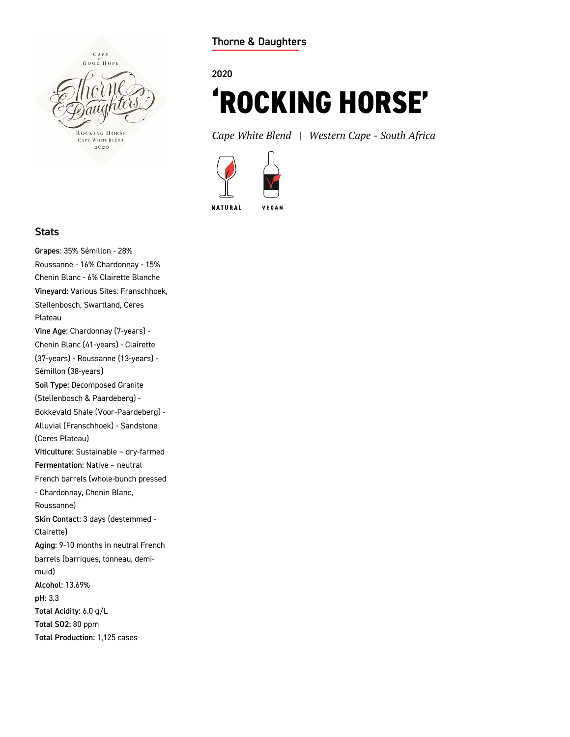Thorne & Daughters

2020

# 'ROCKING HORSE'

*Cape White Blend | Western Cape - South Africa*

NATURAL VEGAN

## Stats

**Grapes:** 35% Sémillon - 28% Roussanne - 16% Chardonnay - 15% Chenin Blanc - 6% Clairette Blanche

**Vineyard:** Various Sites: Franschhoek, Stellenbosch, Swartland, Ceres Plateau

**Vine Age:** Chardonnay (7-years) - Chenin Blanc (41-years) - Clairette (37-years) - Roussanne (13-years) - Sémillon (38-years)

**Soil Type:** Decomposed Granite (Stellenbosch & Paardeberg) - Bokkevald Shale (Voor-Paardeberg) - Alluvial (Franschhoek) - Sandstone (Ceres Plateau)

**Viticulture:** Sustainable – dry-farmed

**Fermentation:** Native – neutral French barrels (whole-bunch pressed - Chardonnay, Chenin Blanc, Roussanne)

**Skin Contact:** 3 days (destemmed - Clairette)

**Aging:** 9-10 months in neutral French barrels (barriques, tonneau, demi-muid)

**Alcohol:** 13.69%

**pH:** 3.3

**Total Acidity:** 6.0 g/L

**Total SO2:** 80 ppm

**Total Production:** 1,125 cases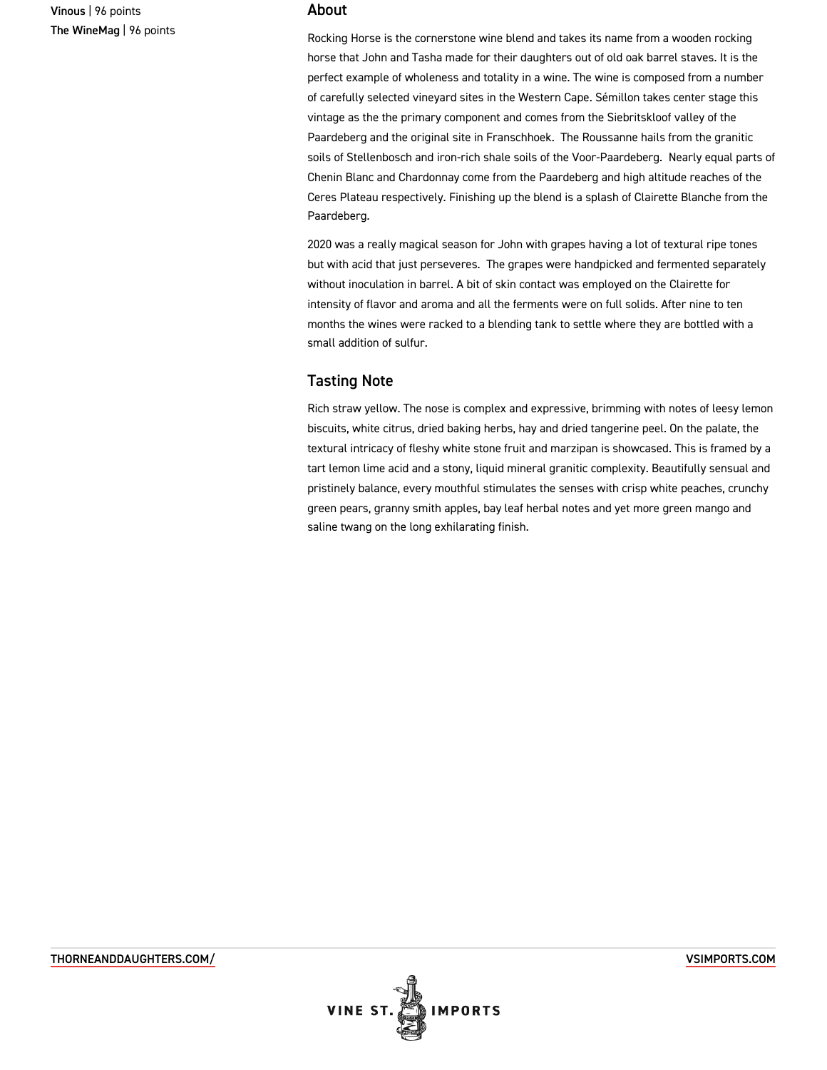**Vinous** | 96 points
**The WineMag** | 96 points

## About

Rocking Horse is the cornerstone wine blend and takes its name from a wooden rocking horse that John and Tasha made for their daughters out of old oak barrel staves. It is the perfect example of wholeness and totality in a wine. The wine is composed from a number of carefully selected vineyard sites in the Western Cape. Sémillon takes center stage this vintage as the the primary component and comes from the Siebritskloof valley of the Paardeberg and the original site in Franschhoek. The Roussanne hails from the granitic soils of Stellenbosch and iron-rich shale soils of the Voor-Paardeberg. Nearly equal parts of Chenin Blanc and Chardonnay come from the Paardeberg and high altitude reaches of the Ceres Plateau respectively. Finishing up the blend is a splash of Clairette Blanche from the Paardeberg.

2020 was a really magical season for John with grapes having a lot of textural ripe tones but with acid that just perseveres. The grapes were handpicked and fermented separately without inoculation in barrel. A bit of skin contact was employed on the Clairette for intensity of flavor and aroma and all the ferments were on full solids. After nine to ten months the wines were racked to a blending tank to settle where they are bottled with a small addition of sulfur.

## Tasting Note

Rich straw yellow. The nose is complex and expressive, brimming with notes of leesy lemon biscuits, white citrus, dried baking herbs, hay and dried tangerine peel. On the palate, the textural intricacy of fleshy white stone fruit and marzipan is showcased. This is framed by a tart lemon lime acid and a stony, liquid mineral granitic complexity. Beautifully sensual and pristinely balance, every mouthful stimulates the senses with crisp white peaches, crunchy green pears, granny smith apples, bay leaf herbal notes and yet more green mango and saline twang on the long exhilarating finish.

THORNEANDDAUGHTERS.COM/

VSIMPORTS.COM

VINE ST. IMPORTS